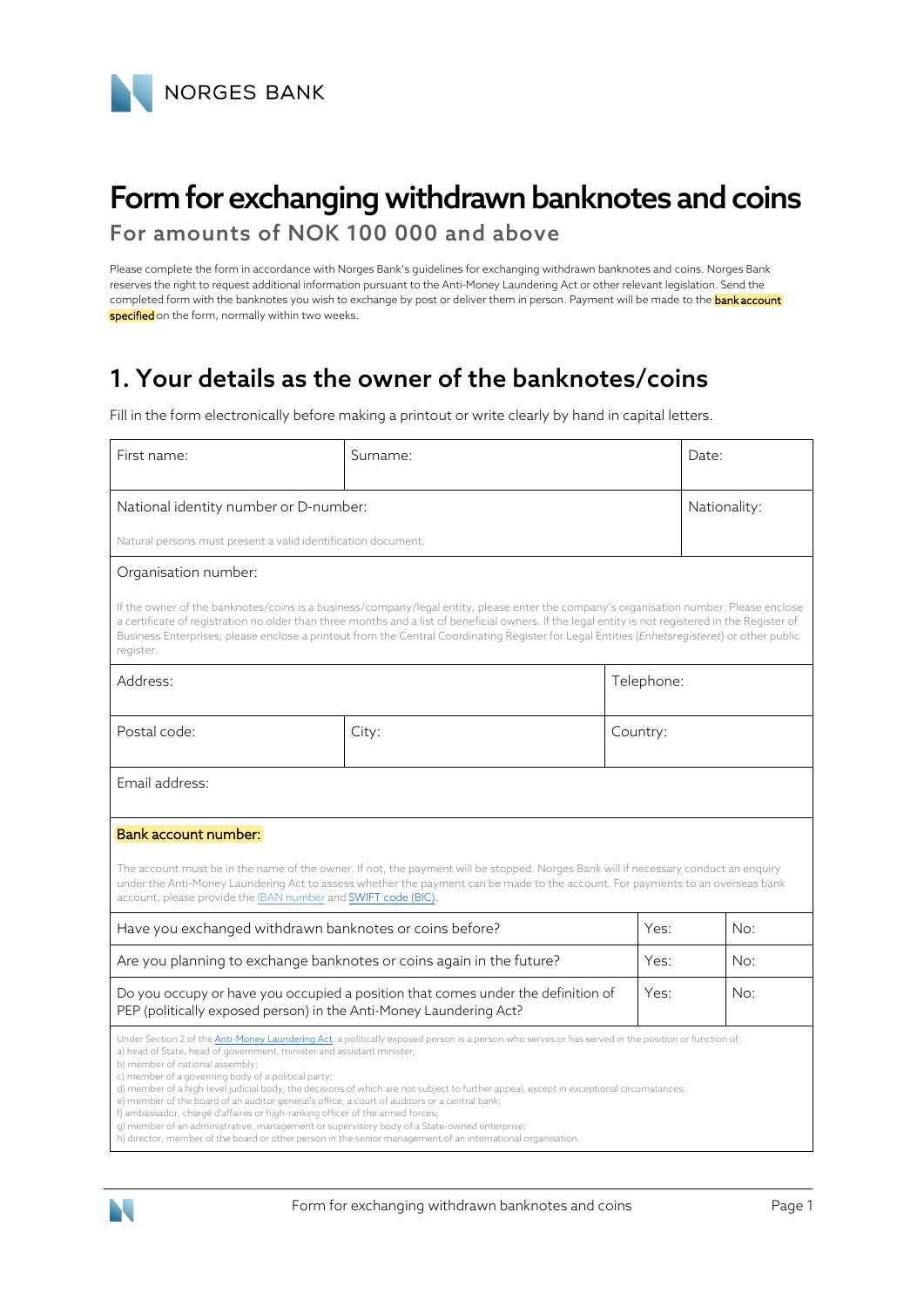NORGES BANK

# Form for exchanging withdrawn banknotes and coins

## For amounts of NOK 100 000 and above

Please complete the form in accordance with Norges Bank's guidelines for exchanging withdrawn banknotes and coins. Norges Bank reserves the right to request additional information pursuant to the Anti-Money Laundering Act or other relevant legislation. Send the completed form with the banknotes you wish to exchange by post or deliver them in person. Payment will be made to the bank account specified on the form, normally within two weeks.

## 1. Your details as the owner of the banknotes/coins

Fill in the form electronically before making a printout or write clearly by hand in capital letters.

| | | | | |
|---|---|---|---|---|
| First name: | Surname: | | | Date: |
| National identity number or D-number:<br>Natural persons must present a valid identification document. | | | | Nationality: |
| Organisation number:<br>If the owner of the banknotes/coins is a business/company/legal entity, please enter the company's organisation number. Please enclose a certificate of registration no older than three months and a list of beneficial owners. If the legal entity is not registered in the Register of Business Enterprises, please enclose a printout from the Central Coordinating Register for Legal Entities (*Enhetsregisteret*) or other public register. | | | | |
| Address: | | Telephone: | | |
| Postal code: | City: | Country: | | |
| Email address: | | | | |
| Bank account number:<br>The account must be in the name of the owner. If not, the payment will be stopped. Norges Bank will if necessary conduct an enquiry under the Anti-Money Laundering Act to assess whether the payment can be made to the account. For payments to an overseas bank account, please provide the IBAN number and SWIFT code (BIC). | | | | |
| Have you exchanged withdrawn banknotes or coins before? | | | Yes: | No: |
| Are you planning to exchange banknotes or coins again in the future? | | | Yes: | No: |
| Do you occupy or have you occupied a position that comes under the definition of PEP (politically exposed person) in the Anti-Money Laundering Act? | | | Yes: | No: |

Under Section 2 of the Anti-Money Laundering Act, a politically exposed person is a person who serves or has served in the position or function of:
a) head of State, head of government, minister and assistant minister;
b) member of national assembly;
c) member of a governing body of a political party;
d) member of a high-level judicial body, the decisions of which are not subject to further appeal, except in exceptional circumstances;
e) member of the board of an auditor general's office, a court of auditors or a central bank;
f) ambassador, chargé d'affaires or high-ranking officer of the armed forces;
g) member of an administrative, management or supervisory body of a State-owned enterprise;
h) director, member of the board or other person in the senior management of an international organisation.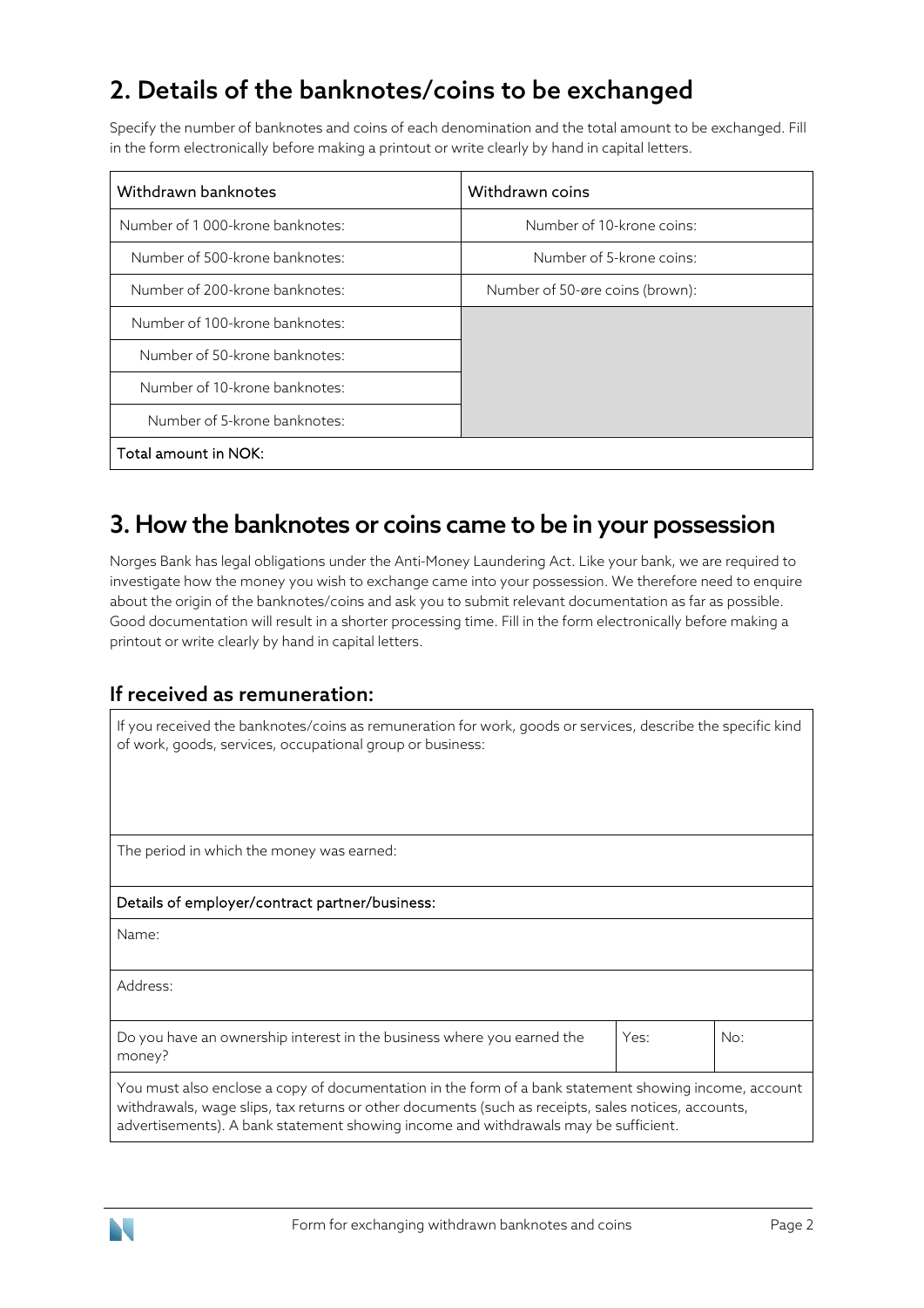## 2. Details of the banknotes/coins to be exchanged

Specify the number of banknotes and coins of each denomination and the total amount to be exchanged. Fill in the form electronically before making a printout or write clearly by hand in capital letters.

| Withdrawn banknotes | Withdrawn coins |
|---|---|
| Number of 1 000-krone banknotes: | Number of 10-krone coins: |
| Number of 500-krone banknotes: | Number of 5-krone coins: |
| Number of 200-krone banknotes: | Number of 50-øre coins (brown): |
| Number of 100-krone banknotes: | |
| Number of 50-krone banknotes: | |
| Number of 10-krone banknotes: | |
| Number of 5-krone banknotes: | |
| Total amount in NOK: | |

## 3. How the banknotes or coins came to be in your possession

Norges Bank has legal obligations under the Anti-Money Laundering Act. Like your bank, we are required to investigate how the money you wish to exchange came into your possession. We therefore need to enquire about the origin of the banknotes/coins and ask you to submit relevant documentation as far as possible. Good documentation will result in a shorter processing time. Fill in the form electronically before making a printout or write clearly by hand in capital letters.

### If received as remuneration:

| | | |
|---|---|---|
| If you received the banknotes/coins as remuneration for work, goods or services, describe the specific kind of work, goods, services, occupational group or business: | | |
| The period in which the money was earned: | | |
| Details of employer/contract partner/business: | | |
| Name: | | |
| Address: | | |
| Do you have an ownership interest in the business where you earned the money? | Yes: | No: |
| You must also enclose a copy of documentation in the form of a bank statement showing income, account withdrawals, wage slips, tax returns or other documents (such as receipts, sales notices, accounts, advertisements). A bank statement showing income and withdrawals may be sufficient. | | |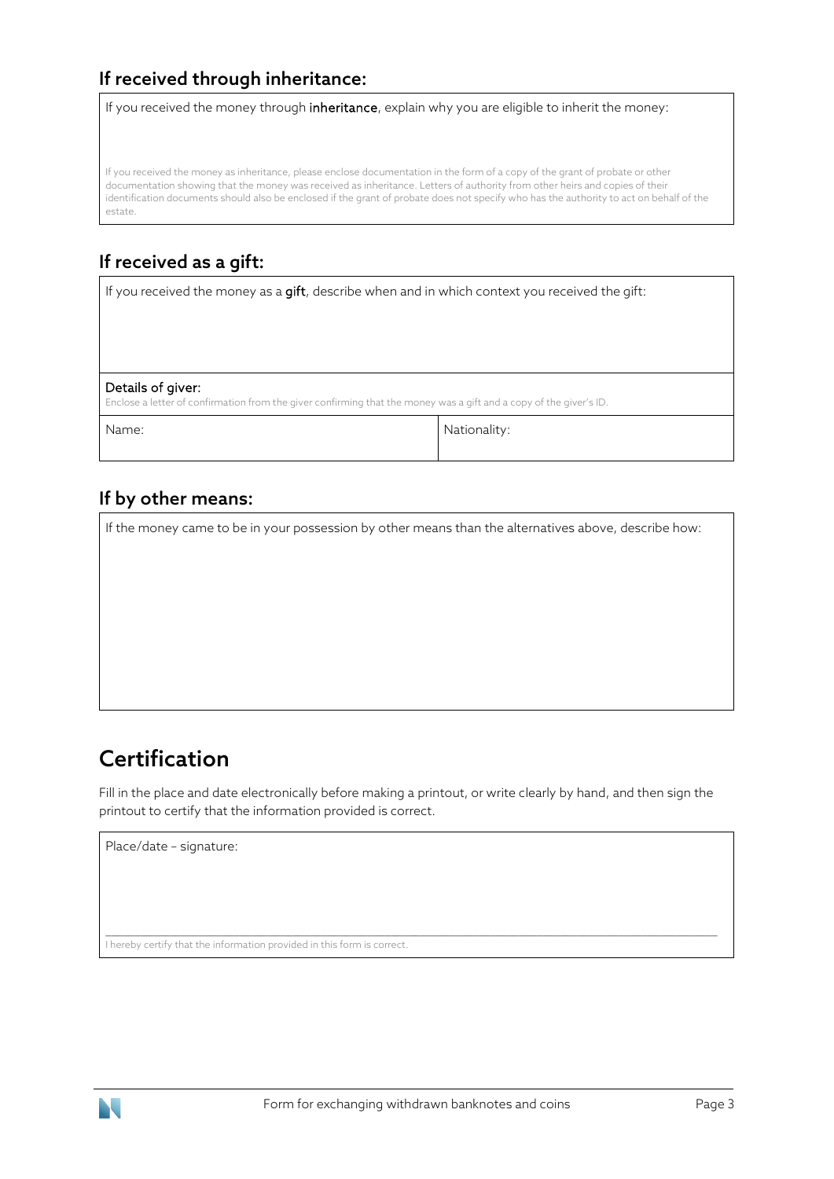## If received through inheritance:

If you received the money through **inheritance**, explain why you are eligible to inherit the money:

If you received the money as inheritance, please enclose documentation in the form of a copy of the grant of probate or other documentation showing that the money was received as inheritance. Letters of authority from other heirs and copies of their identification documents should also be enclosed if the grant of probate does not specify who has the authority to act on behalf of the estate.

## If received as a gift:

If you received the money as a **gift**, describe when and in which context you received the gift:

**Details of giver:**
Enclose a letter of confirmation from the giver confirming that the money was a gift and a copy of the giver's ID.

| | |
|---|---|
| Name: | Nationality: |

## If by other means:

If the money came to be in your possession by other means than the alternatives above, describe how:

# Certification

Fill in the place and date electronically before making a printout, or write clearly by hand, and then sign the printout to certify that the information provided is correct.

Place/date – signature:

I hereby certify that the information provided in this form is correct.